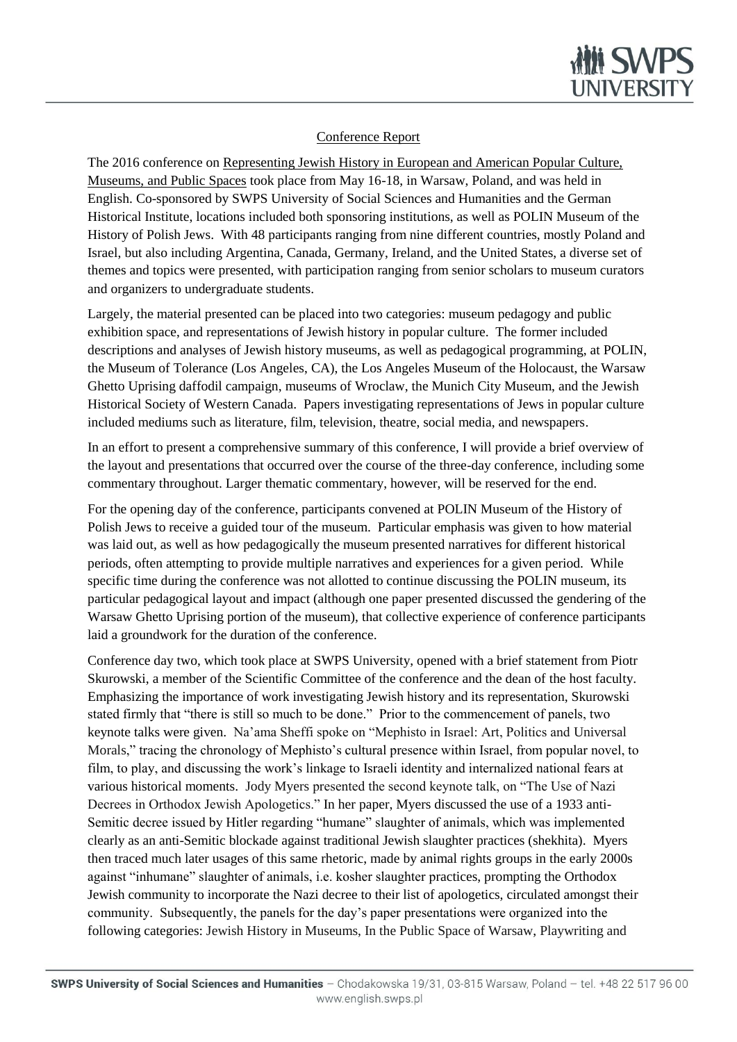## Conference Report

The 2016 conference on Representing Jewish History in European and American Popular Culture, Museums, and Public Spaces took place from May 16-18, in Warsaw, Poland, and was held in English. Co-sponsored by SWPS University of Social Sciences and Humanities and the German Historical Institute, locations included both sponsoring institutions, as well as POLIN Museum of the History of Polish Jews. With 48 participants ranging from nine different countries, mostly Poland and Israel, but also including Argentina, Canada, Germany, Ireland, and the United States, a diverse set of themes and topics were presented, with participation ranging from senior scholars to museum curators and organizers to undergraduate students.

Largely, the material presented can be placed into two categories: museum pedagogy and public exhibition space, and representations of Jewish history in popular culture. The former included descriptions and analyses of Jewish history museums, as well as pedagogical programming, at POLIN, the Museum of Tolerance (Los Angeles, CA), the Los Angeles Museum of the Holocaust, the Warsaw Ghetto Uprising daffodil campaign, museums of Wroclaw, the Munich City Museum, and the Jewish Historical Society of Western Canada. Papers investigating representations of Jews in popular culture included mediums such as literature, film, television, theatre, social media, and newspapers.

In an effort to present a comprehensive summary of this conference, I will provide a brief overview of the layout and presentations that occurred over the course of the three-day conference, including some commentary throughout. Larger thematic commentary, however, will be reserved for the end.

For the opening day of the conference, participants convened at POLIN Museum of the History of Polish Jews to receive a guided tour of the museum. Particular emphasis was given to how material was laid out, as well as how pedagogically the museum presented narratives for different historical periods, often attempting to provide multiple narratives and experiences for a given period. While specific time during the conference was not allotted to continue discussing the POLIN museum, its particular pedagogical layout and impact (although one paper presented discussed the gendering of the Warsaw Ghetto Uprising portion of the museum), that collective experience of conference participants laid a groundwork for the duration of the conference.

Conference day two, which took place at SWPS University, opened with a brief statement from Piotr Skurowski, a member of the Scientific Committee of the conference and the dean of the host faculty. Emphasizing the importance of work investigating Jewish history and its representation, Skurowski stated firmly that "there is still so much to be done." Prior to the commencement of panels, two keynote talks were given. Na'ama Sheffi spoke on "Mephisto in Israel: Art, Politics and Universal Morals," tracing the chronology of Mephisto's cultural presence within Israel, from popular novel, to film, to play, and discussing the work's linkage to Israeli identity and internalized national fears at various historical moments. Jody Myers presented the second keynote talk, on "The Use of Nazi Decrees in Orthodox Jewish Apologetics." In her paper, Myers discussed the use of a 1933 anti-Semitic decree issued by Hitler regarding "humane" slaughter of animals, which was implemented clearly as an anti-Semitic blockade against traditional Jewish slaughter practices (shekhita). Myers then traced much later usages of this same rhetoric, made by animal rights groups in the early 2000s against "inhumane" slaughter of animals, i.e. kosher slaughter practices, prompting the Orthodox Jewish community to incorporate the Nazi decree to their list of apologetics, circulated amongst their community. Subsequently, the panels for the day's paper presentations were organized into the following categories: Jewish History in Museums, In the Public Space of Warsaw, Playwriting and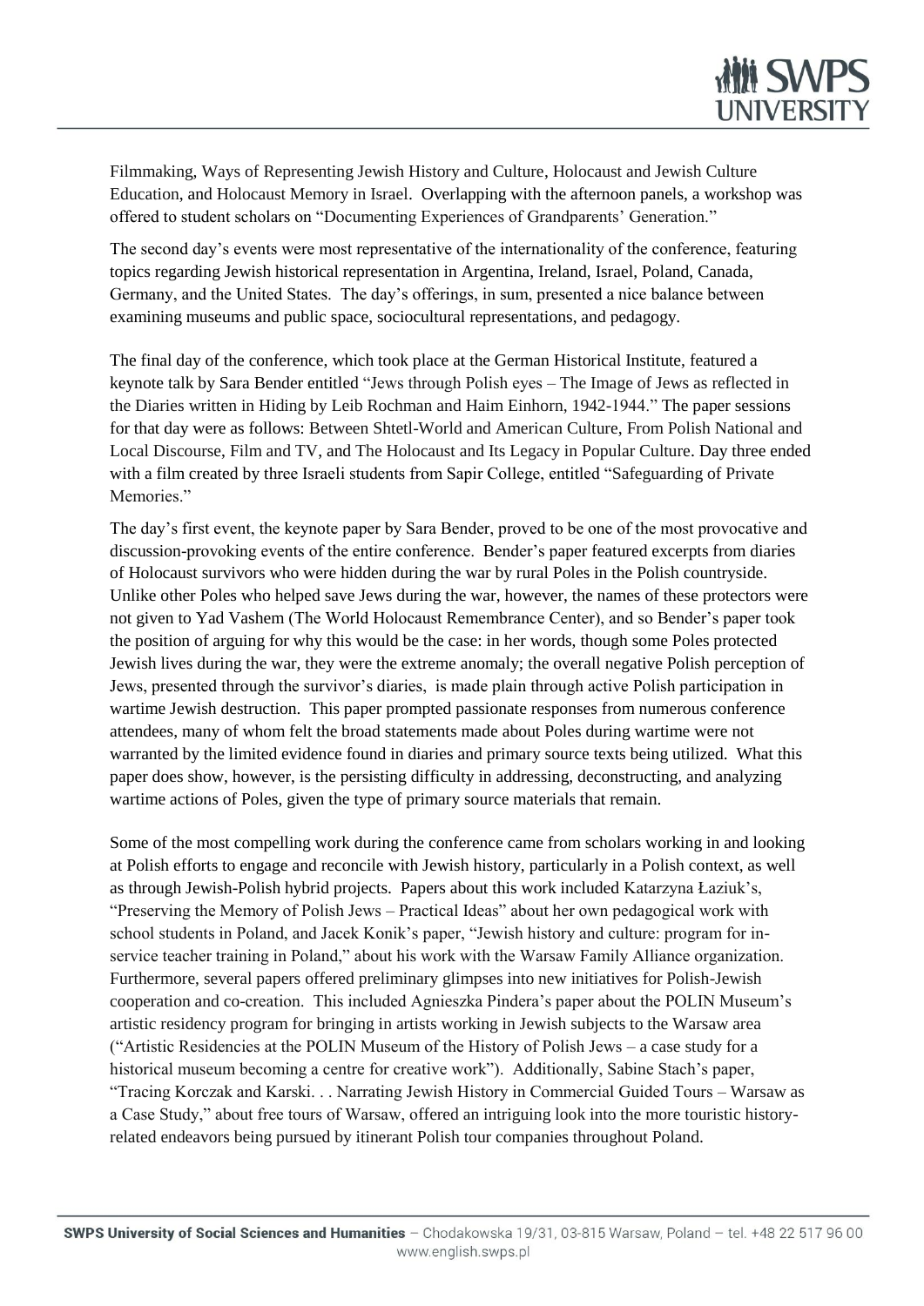Filmmaking, Ways of Representing Jewish History and Culture, Holocaust and Jewish Culture Education, and Holocaust Memory in Israel. Overlapping with the afternoon panels, a workshop was offered to student scholars on "Documenting Experiences of Grandparents' Generation."

The second day's events were most representative of the internationality of the conference, featuring topics regarding Jewish historical representation in Argentina, Ireland, Israel, Poland, Canada, Germany, and the United States. The day's offerings, in sum, presented a nice balance between examining museums and public space, sociocultural representations, and pedagogy.

The final day of the conference, which took place at the German Historical Institute, featured a keynote talk by Sara Bender entitled "Jews through Polish eyes – The Image of Jews as reflected in the Diaries written in Hiding by Leib Rochman and Haim Einhorn, 1942-1944." The paper sessions for that day were as follows: Between Shtetl-World and American Culture, From Polish National and Local Discourse, Film and TV, and The Holocaust and Its Legacy in Popular Culture. Day three ended with a film created by three Israeli students from Sapir College, entitled "Safeguarding of Private Memories."

The day's first event, the keynote paper by Sara Bender, proved to be one of the most provocative and discussion-provoking events of the entire conference. Bender's paper featured excerpts from diaries of Holocaust survivors who were hidden during the war by rural Poles in the Polish countryside. Unlike other Poles who helped save Jews during the war, however, the names of these protectors were not given to Yad Vashem (The World Holocaust Remembrance Center), and so Bender's paper took the position of arguing for why this would be the case: in her words, though some Poles protected Jewish lives during the war, they were the extreme anomaly; the overall negative Polish perception of Jews, presented through the survivor's diaries, is made plain through active Polish participation in wartime Jewish destruction. This paper prompted passionate responses from numerous conference attendees, many of whom felt the broad statements made about Poles during wartime were not warranted by the limited evidence found in diaries and primary source texts being utilized. What this paper does show, however, is the persisting difficulty in addressing, deconstructing, and analyzing wartime actions of Poles, given the type of primary source materials that remain.

Some of the most compelling work during the conference came from scholars working in and looking at Polish efforts to engage and reconcile with Jewish history, particularly in a Polish context, as well as through Jewish-Polish hybrid projects. Papers about this work included Katarzyna Łaziuk's, "Preserving the Memory of Polish Jews – Practical Ideas" about her own pedagogical work with school students in Poland, and Jacek Konik's paper, "Jewish history and culture: program for in-service teacher training in Poland," about his work with the Warsaw Family Alliance organization. Furthermore, several papers offered preliminary glimpses into new initiatives for Polish-Jewish cooperation and co-creation. This included Agnieszka Pindera's paper about the POLIN Museum's artistic residency program for bringing in artists working in Jewish subjects to the Warsaw area ("Artistic Residencies at the POLIN Museum of the History of Polish Jews – a case study for a historical museum becoming a centre for creative work"). Additionally, Sabine Stach's paper, "Tracing Korczak and Karski. . . Narrating Jewish History in Commercial Guided Tours – Warsaw as a Case Study," about free tours of Warsaw, offered an intriguing look into the more touristic history-related endeavors being pursued by itinerant Polish tour companies throughout Poland.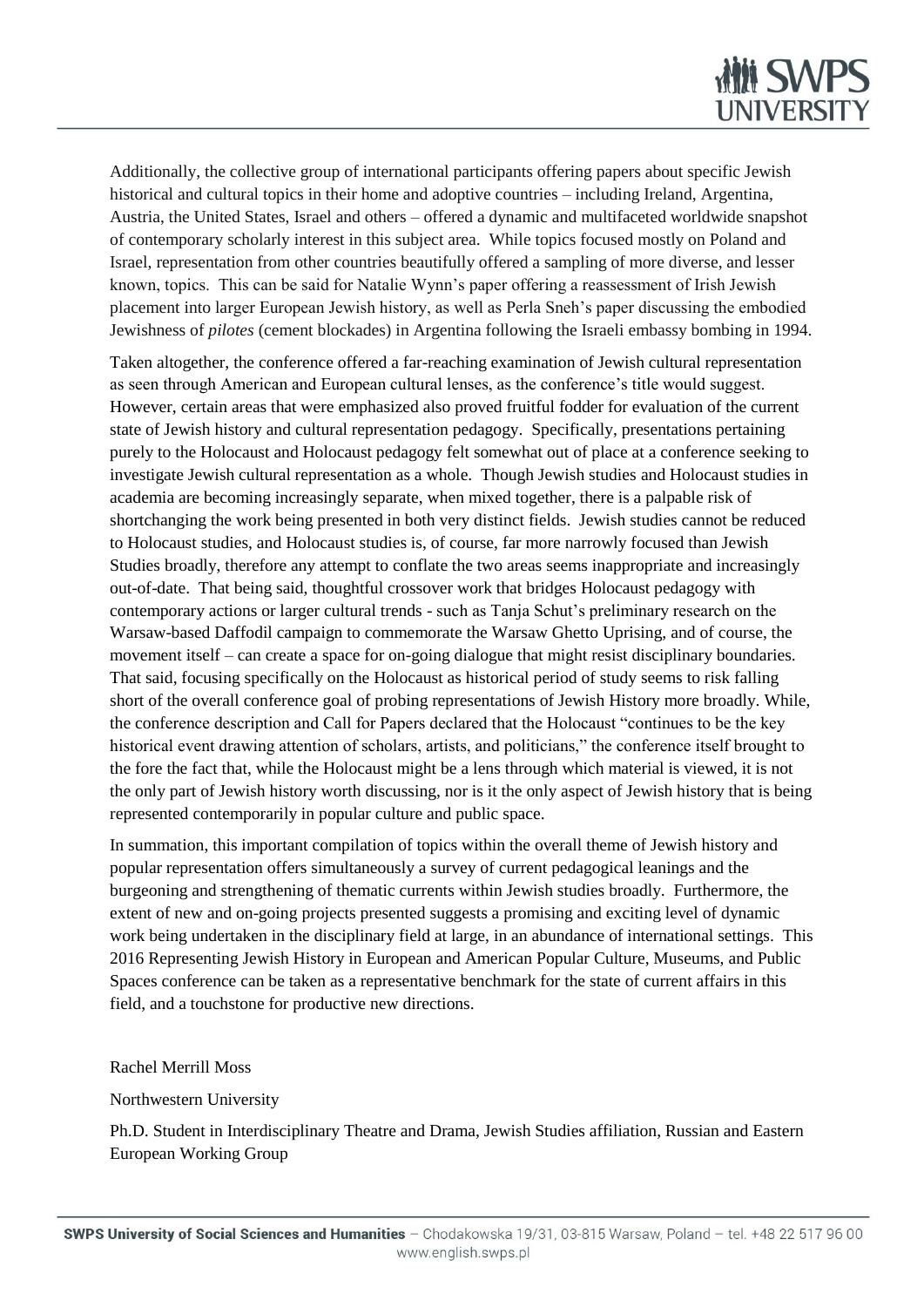Additionally, the collective group of international participants offering papers about specific Jewish historical and cultural topics in their home and adoptive countries – including Ireland, Argentina, Austria, the United States, Israel and others – offered a dynamic and multifaceted worldwide snapshot of contemporary scholarly interest in this subject area. While topics focused mostly on Poland and Israel, representation from other countries beautifully offered a sampling of more diverse, and lesser known, topics. This can be said for Natalie Wynn's paper offering a reassessment of Irish Jewish placement into larger European Jewish history, as well as Perla Sneh's paper discussing the embodied Jewishness of *pilotes* (cement blockades) in Argentina following the Israeli embassy bombing in 1994.

Taken altogether, the conference offered a far-reaching examination of Jewish cultural representation as seen through American and European cultural lenses, as the conference's title would suggest. However, certain areas that were emphasized also proved fruitful fodder for evaluation of the current state of Jewish history and cultural representation pedagogy. Specifically, presentations pertaining purely to the Holocaust and Holocaust pedagogy felt somewhat out of place at a conference seeking to investigate Jewish cultural representation as a whole. Though Jewish studies and Holocaust studies in academia are becoming increasingly separate, when mixed together, there is a palpable risk of shortchanging the work being presented in both very distinct fields. Jewish studies cannot be reduced to Holocaust studies, and Holocaust studies is, of course, far more narrowly focused than Jewish Studies broadly, therefore any attempt to conflate the two areas seems inappropriate and increasingly out-of-date. That being said, thoughtful crossover work that bridges Holocaust pedagogy with contemporary actions or larger cultural trends - such as Tanja Schut's preliminary research on the Warsaw-based Daffodil campaign to commemorate the Warsaw Ghetto Uprising, and of course, the movement itself – can create a space for on-going dialogue that might resist disciplinary boundaries. That said, focusing specifically on the Holocaust as historical period of study seems to risk falling short of the overall conference goal of probing representations of Jewish History more broadly. While, the conference description and Call for Papers declared that the Holocaust "continues to be the key historical event drawing attention of scholars, artists, and politicians," the conference itself brought to the fore the fact that, while the Holocaust might be a lens through which material is viewed, it is not the only part of Jewish history worth discussing, nor is it the only aspect of Jewish history that is being represented contemporarily in popular culture and public space.

In summation, this important compilation of topics within the overall theme of Jewish history and popular representation offers simultaneously a survey of current pedagogical leanings and the burgeoning and strengthening of thematic currents within Jewish studies broadly. Furthermore, the extent of new and on-going projects presented suggests a promising and exciting level of dynamic work being undertaken in the disciplinary field at large, in an abundance of international settings. This 2016 Representing Jewish History in European and American Popular Culture, Museums, and Public Spaces conference can be taken as a representative benchmark for the state of current affairs in this field, and a touchstone for productive new directions.

Rachel Merrill Moss

Northwestern University

Ph.D. Student in Interdisciplinary Theatre and Drama, Jewish Studies affiliation, Russian and Eastern European Working Group